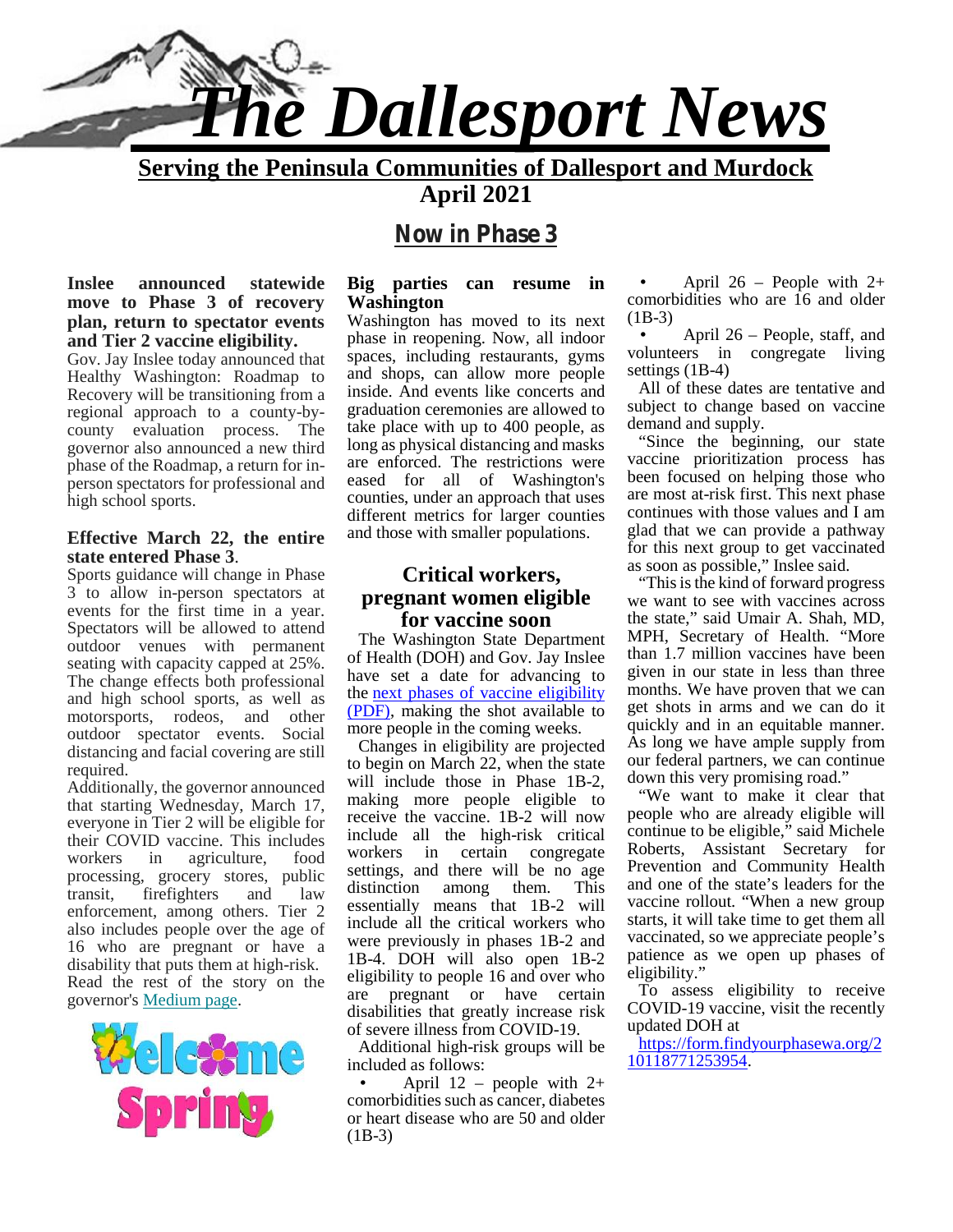# The Dallesport News

**Serving the Peninsula Communities of Dallesport and Murdock**

**April 2021**

## Now in Phase 3

**Inslee announced statewide move to Phase 3 of recovery plan, return to spectator events and Tier 2 vaccine eligibility.**

Gov. Jay Inslee today announced that Healthy Washington: Roadmap to Recovery will be transitioning from a regional approach to a county-by-county evaluation process. The governor also announced a new third phase of the Roadmap, a return for in-person spectators for professional and high school sports.

**Effective March 22, the entire state entered Phase 3**.

Sports guidance will change in Phase 3 to allow in-person spectators at events for the first time in a year. Spectators will be allowed to attend outdoor venues with permanent seating with capacity capped at 25%. The change effects both professional and high school sports, as well as motorsports, rodeos, and other outdoor spectator events. Social distancing and facial covering are still required.

Additionally, the governor announced that starting Wednesday, March 17, everyone in Tier 2 will be eligible for their COVID vaccine. This includes workers in agriculture, food processing, grocery stores, public transit, firefighters and law enforcement, among others. Tier 2 also includes people over the age of 16 who are pregnant or have a disability that puts them at high-risk. Read the rest of the story on the governor's Medium page.

Welcome Spring

**Big parties can resume in Washington**

Washington has moved to its next phase in reopening. Now, all indoor spaces, including restaurants, gyms and shops, can allow more people inside. And events like concerts and graduation ceremonies are allowed to take place with up to 400 people, as long as physical distancing and masks are enforced. The restrictions were eased for all of Washington's counties, under an approach that uses different metrics for larger counties and those with smaller populations.

### Critical workers, pregnant women eligible for vaccine soon

The Washington State Department of Health (DOH) and Gov. Jay Inslee have set a date for advancing to the next phases of vaccine eligibility (PDF), making the shot available to more people in the coming weeks.

Changes in eligibility are projected to begin on March 22, when the state will include those in Phase 1B-2, making more people eligible to receive the vaccine. 1B-2 will now include all the high-risk critical workers in certain congregate settings, and there will be no age distinction among them. This essentially means that 1B-2 will include all the critical workers who were previously in phases 1B-2 and 1B-4. DOH will also open 1B-2 eligibility to people 16 and over who are pregnant or have certain disabilities that greatly increase risk of severe illness from COVID-19.

Additional high-risk groups will be included as follows:

- April 12 – people with 2+ comorbidities such as cancer, diabetes or heart disease who are 50 and older (1B-3)
- April 26 – People with 2+ comorbidities who are 16 and older (1B-3)
- April 26 – People, staff, and volunteers in congregate living settings (1B-4)

All of these dates are tentative and subject to change based on vaccine demand and supply.

"Since the beginning, our state vaccine prioritization process has been focused on helping those who are most at-risk first. This next phase continues with those values and I am glad that we can provide a pathway for this next group to get vaccinated as soon as possible," Inslee said.

"This is the kind of forward progress we want to see with vaccines across the state," said Umair A. Shah, MD, MPH, Secretary of Health. "More than 1.7 million vaccines have been given in our state in less than three months. We have proven that we can get shots in arms and we can do it quickly and in an equitable manner. As long we have ample supply from our federal partners, we can continue down this very promising road."

"We want to make it clear that people who are already eligible will continue to be eligible," said Michele Roberts, Assistant Secretary for Prevention and Community Health and one of the state's leaders for the vaccine rollout. "When a new group starts, it will take time to get them all vaccinated, so we appreciate people's patience as we open up phases of eligibility."

To assess eligibility to receive COVID-19 vaccine, visit the recently updated DOH at https://form.findyourphasewa.org/210118771253954.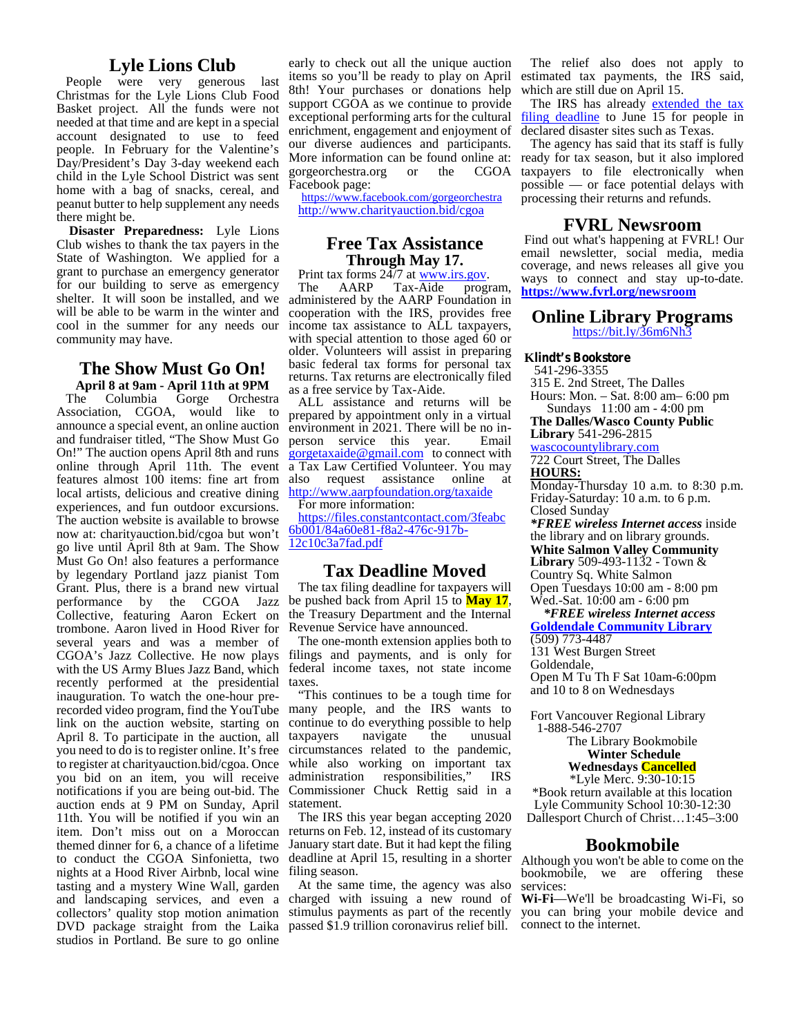## Lyle Lions Club

People were very generous last Christmas for the Lyle Lions Club Food Basket project. All the funds were not needed at that time and are kept in a special account designated to use to feed people. In February for the Valentine's Day/President's Day 3-day weekend each child in the Lyle School District was sent home with a bag of snacks, cereal, and peanut butter to help supplement any needs there might be.

**Disaster Preparedness:** Lyle Lions Club wishes to thank the tax payers in the State of Washington. We applied for a grant to purchase an emergency generator for our building to serve as emergency shelter. It will soon be installed, and we will be able to be warm in the winter and cool in the summer for any needs our community may have.

## The Show Must Go On!

**April 8 at 9am - April 11th at 9PM**

The Columbia Gorge Orchestra Association, CGOA, would like to announce a special event, an online auction and fundraiser titled, "The Show Must Go On!" The auction opens April 8th and runs online through April 11th. The event features almost 100 items: fine art from local artists, delicious and creative dining experiences, and fun outdoor excursions. The auction website is available to browse now at: charityauction.bid/cgoa but won't go live until April 8th at 9am. The Show Must Go On! also features a performance by legendary Portland jazz pianist Tom Grant. Plus, there is a brand new virtual performance by the CGOA Jazz Collective, featuring Aaron Eckert on trombone. Aaron lived in Hood River for several years and was a member of CGOA's Jazz Collective. He now plays with the US Army Blues Jazz Band, which recently performed at the presidential inauguration. To watch the one-hour pre-recorded video program, find the YouTube link on the auction website, starting on April 8. To participate in the auction, all you need to do is to register online. It's free to register at charityauction.bid/cgoa. Once you bid on an item, you will receive notifications if you are being out-bid. The auction ends at 9 PM on Sunday, April 11th. You will be notified if you win an item. Don't miss out on a Moroccan themed dinner for 6, a chance of a lifetime to conduct the CGOA Sinfonietta, two nights at a Hood River Airbnb, local wine tasting and a mystery Wine Wall, garden and landscaping services, and even a collectors' quality stop motion animation DVD package straight from the Laika studios in Portland. Be sure to go online early to check out all the unique auction items so you'll be ready to play on April 8th! Your purchases or donations help support CGOA as we continue to provide exceptional performing arts for the cultural enrichment, engagement and enjoyment of our diverse audiences and participants. More information can be found online at: gorgeorchestra.org or the CGOA Facebook page:

https://www.facebook.com/gorgeorchestra
http://www.charityauction.bid/cgoa

## Free Tax Assistance Through May 17.

Print tax forms 24/7 at www.irs.gov.

The AARP Tax-Aide program, administered by the AARP Foundation in cooperation with the IRS, provides free income tax assistance to ALL taxpayers, with special attention to those aged 60 or older. Volunteers will assist in preparing basic federal tax forms for personal tax returns. Tax returns are electronically filed as a free service by Tax-Aide.

ALL assistance and returns will be prepared by appointment only in a virtual environment in 2021. There will be no in-person service this year. Email gorgetaxaide@gmail.com to connect with a Tax Law Certified Volunteer. You may also request assistance online at http://www.aarpfoundation.org/taxaide

For more information:
https://files.constantcontact.com/3feabc6b001/84a60e81-f8a2-476c-917b-12c10c3a7fad.pdf

## Tax Deadline Moved

The tax filing deadline for taxpayers will be pushed back from April 15 to **May 17**, the Treasury Department and the Internal Revenue Service have announced.

The one-month extension applies both to filings and payments, and is only for federal income taxes, not state income taxes.

"This continues to be a tough time for many people, and the IRS wants to continue to do everything possible to help taxpayers navigate the unusual circumstances related to the pandemic, while also working on important tax administration responsibilities," IRS Commissioner Chuck Rettig said in a statement.

The IRS this year began accepting 2020 returns on Feb. 12, instead of its customary January start date. But it had kept the filing deadline at April 15, resulting in a shorter filing season.

At the same time, the agency was also charged with issuing a new round of stimulus payments as part of the recently passed $1.9 trillion coronavirus relief bill.

The relief also does not apply to estimated tax payments, the IRS said, which are still due on April 15.

The IRS has already extended the tax filing deadline to June 15 for people in declared disaster sites such as Texas.

The agency has said that its staff is fully ready for tax season, but it also implored taxpayers to file electronically when possible — or face potential delays with processing their returns and refunds.

## FVRL Newsroom

Find out what's happening at FVRL! Our email newsletter, social media, media coverage, and news releases all give you ways to connect and stay up-to-date. **https://www.fvrl.org/newsroom**

## Online Library Programs

https://bit.ly/36m6Nh3

**Klindt's Bookstore**
541-296-3355
315 E. 2nd Street, The Dalles
Hours: Mon. – Sat. 8:00 am– 6:00 pm
Sundays 11:00 am - 4:00 pm

**The Dalles/Wasco County Public Library** 541-296-2815
wascocountylibrary.com
722 Court Street, The Dalles
**HOURS:**
Monday-Thursday 10 a.m. to 8:30 p.m.
Friday-Saturday: 10 a.m. to 6 p.m.
Closed Sunday
***FREE wireless Internet access** inside the library and on library grounds.

**White Salmon Valley Community Library** 509-493-1132 - Town & Country Sq. White Salmon
Open Tuesdays 10:00 am - 8:00 pm
Wed.-Sat. 10:00 am - 6:00 pm
***FREE wireless Internet access***

**Goldendale Community Library**
(509) 773-4487
131 West Burgen Street
Goldendale,
Open M Tu Th F Sat 10am-6:00pm
and 10 to 8 on Wednesdays

Fort Vancouver Regional Library
1-888-546-2707
The Library Bookmobile
**Winter Schedule**
**Wednesdays Cancelled**
*Lyle Merc. 9:30-10:15
*Book return available at this location
Lyle Community School 10:30-12:30
Dallesport Church of Christ…1:45–3:00

## Bookmobile

Although you won't be able to come on the bookmobile, we are offering these services:

**Wi-Fi**—We'll be broadcasting Wi-Fi, so you can bring your mobile device and connect to the internet.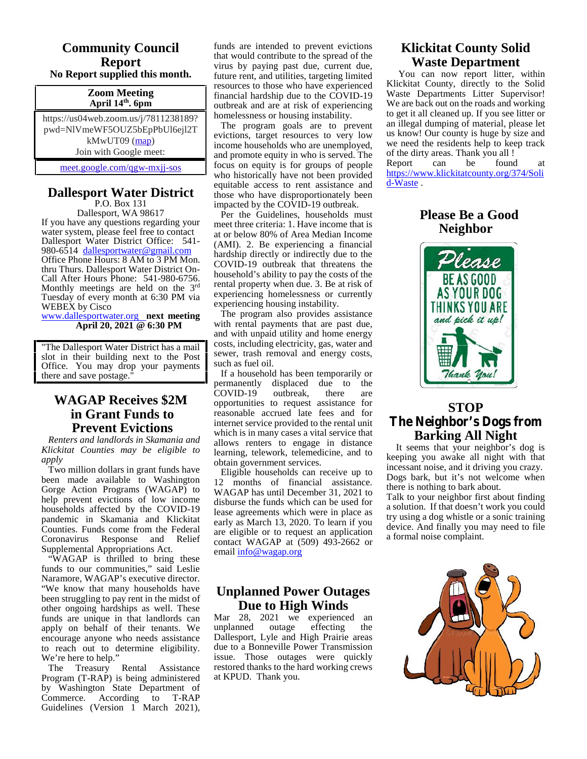## Community Council Report

**No Report supplied this month.**

**Zoom Meeting**
**April 14th. 6pm**

https://us04web.zoom.us/j/7811238189?pwd=NlVmeWF5OUZ5bEpPbUl6ejl2TkMwUT09 (map)

Join with Google meet:

meet.google.com/qgw-mxjj-sos

## Dallesport Water District

P.O. Box 131
Dallesport, WA 98617

If you have any questions regarding your water system, please feel free to contact Dallesport Water District Office: 541-980-6514 dallesportwater@gmail.com

Office Phone Hours: 8 AM to 3 PM Mon. thru Thurs. Dallesport Water District On-Call After Hours Phone: 541-980-6756. Monthly meetings are held on the 3rd Tuesday of every month at 6:30 PM via WEBEX by Cisco

www.dallesportwater.org **next meeting April 20, 2021 @ 6:30 PM**

"The Dallesport Water District has a mail slot in their building next to the Post Office. You may drop your payments there and save postage."

## WAGAP Receives $2M in Grant Funds to Prevent Evictions

*Renters and landlords in Skamania and Klickitat Counties may be eligible to apply*

Two million dollars in grant funds have been made available to Washington Gorge Action Programs (WAGAP) to help prevent evictions of low income households affected by the COVID-19 pandemic in Skamania and Klickitat Counties. Funds come from the Federal Coronavirus Response and Relief Supplemental Appropriations Act.

"WAGAP is thrilled to bring these funds to our communities," said Leslie Naramore, WAGAP's executive director. "We know that many households have been struggling to pay rent in the midst of other ongoing hardships as well. These funds are unique in that landlords can apply on behalf of their tenants. We encourage anyone who needs assistance to reach out to determine eligibility. We're here to help."

The Treasury Rental Assistance Program (T-RAP) is being administered by Washington State Department of Commerce. According to T-RAP Guidelines (Version 1 March 2021), funds are intended to prevent evictions that would contribute to the spread of the virus by paying past due, current due, future rent, and utilities, targeting limited resources to those who have experienced financial hardship due to the COVID-19 outbreak and are at risk of experiencing homelessness or housing instability.

The program goals are to prevent evictions, target resources to very low income households who are unemployed, and promote equity in who is served. The focus on equity is for groups of people who historically have not been provided equitable access to rent assistance and those who have disproportionately been impacted by the COVID-19 outbreak.

Per the Guidelines, households must meet three criteria: 1. Have income that is at or below 80% of Area Median Income (AMI). 2. Be experiencing a financial hardship directly or indirectly due to the COVID-19 outbreak that threatens the household's ability to pay the costs of the rental property when due. 3. Be at risk of experiencing homelessness or currently experiencing housing instability.

The program also provides assistance with rental payments that are past due, and with unpaid utility and home energy costs, including electricity, gas, water and sewer, trash removal and energy costs, such as fuel oil.

If a household has been temporarily or permanently displaced due to the COVID-19 outbreak, there are opportunities to request assistance for reasonable accrued late fees and for internet service provided to the rental unit which is in many cases a vital service that allows renters to engage in distance learning, telework, telemedicine, and to obtain government services.

Eligible households can receive up to 12 months of financial assistance. WAGAP has until December 31, 2021 to disburse the funds which can be used for lease agreements which were in place as early as March 13, 2020. To learn if you are eligible or to request an application contact WAGAP at (509) 493-2662 or email info@wagap.org

## Unplanned Power Outages Due to High Winds

Mar 28, 2021 we experienced an unplanned outage effecting the Dallesport, Lyle and High Prairie areas due to a Bonneville Power Transmission issue. Those outages were quickly restored thanks to the hard working crews at KPUD. Thank you.

## Klickitat County Solid Waste Department

You can now report litter, within Klickitat County, directly to the Solid Waste Departments Litter Supervisor! We are back out on the roads and working to get it all cleaned up. If you see litter or an illegal dumping of material, please let us know! Our county is huge by size and we need the residents help to keep track of the dirty areas. Thank you all !

Report can be found at https://www.klickitatcounty.org/374/Solid-Waste .

## Please Be a Good Neighbor

## STOP The Neighbor's Dogs from Barking All Night

It seems that your neighbor's dog is keeping you awake all night with that incessant noise, and it driving you crazy. Dogs bark, but it's not welcome when there is nothing to bark about.

Talk to your neighbor first about finding a solution. If that doesn't work you could try using a dog whistle or a sonic training device. And finally you may need to file a formal noise complaint.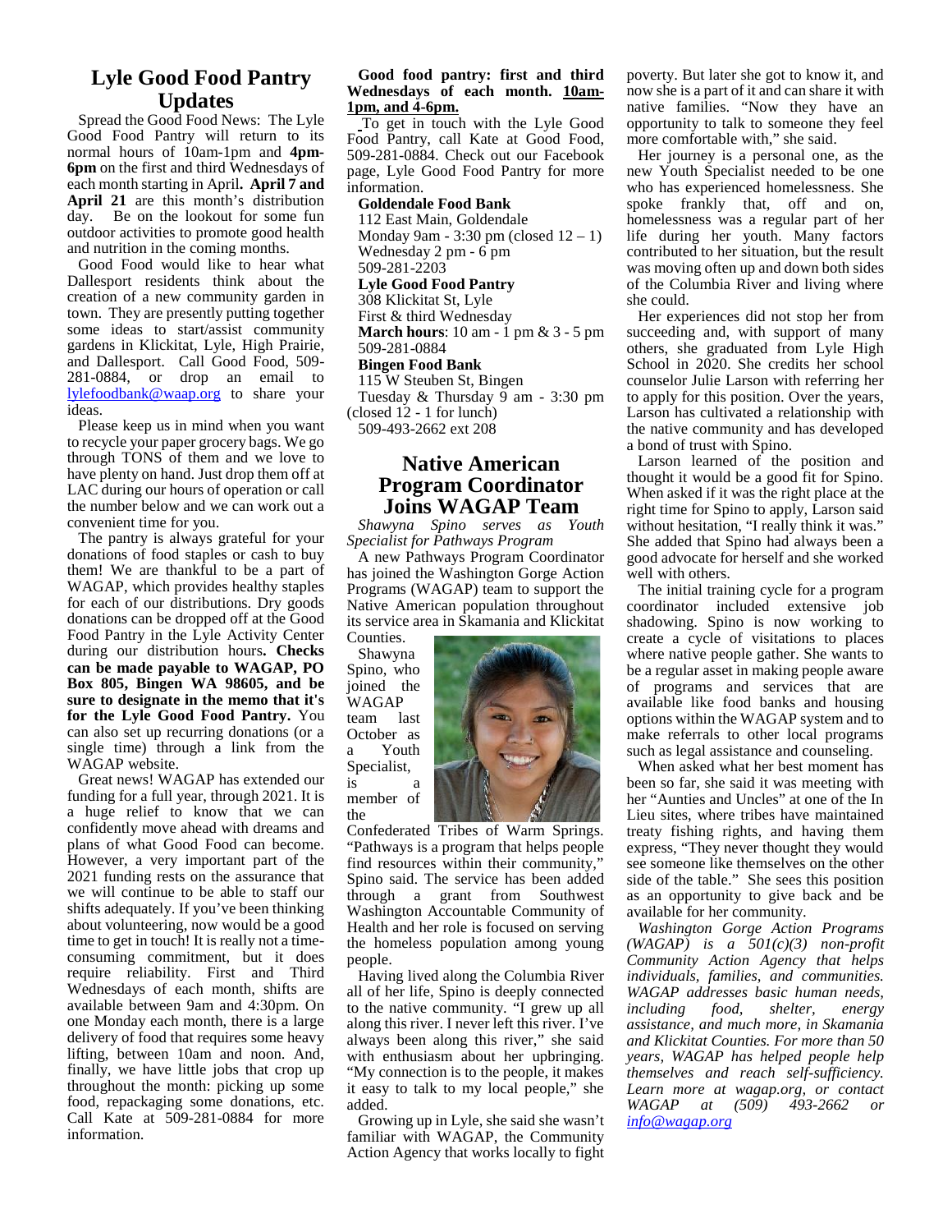## Lyle Good Food Pantry Updates

Spread the Good Food News: The Lyle Good Food Pantry will return to its normal hours of 10am-1pm and **4pm-6pm** on the first and third Wednesdays of each month starting in April**. April 7 and April 21** are this month's distribution day. Be on the lookout for some fun outdoor activities to promote good health and nutrition in the coming months.

Good Food would like to hear what Dallesport residents think about the creation of a new community garden in town. They are presently putting together some ideas to start/assist community gardens in Klickitat, Lyle, High Prairie, and Dallesport. Call Good Food, 509-281-0884, or drop an email to lylefoodbank@waap.org to share your ideas.

Please keep us in mind when you want to recycle your paper grocery bags. We go through TONS of them and we love to have plenty on hand. Just drop them off at LAC during our hours of operation or call the number below and we can work out a convenient time for you.

The pantry is always grateful for your donations of food staples or cash to buy them! We are thankful to be a part of WAGAP, which provides healthy staples for each of our distributions. Dry goods donations can be dropped off at the Good Food Pantry in the Lyle Activity Center during our distribution hours**. Checks can be made payable to WAGAP, PO Box 805, Bingen WA 98605, and be sure to designate in the memo that it's for the Lyle Good Food Pantry.** You can also set up recurring donations (or a single time) through a link from the WAGAP website.

Great news! WAGAP has extended our funding for a full year, through 2021. It is a huge relief to know that we can confidently move ahead with dreams and plans of what Good Food can become. However, a very important part of the 2021 funding rests on the assurance that we will continue to be able to staff our shifts adequately. If you've been thinking about volunteering, now would be a good time to get in touch! It is really not a time-consuming commitment, but it does require reliability. First and Third Wednesdays of each month, shifts are available between 9am and 4:30pm. On one Monday each month, there is a large delivery of food that requires some heavy lifting, between 10am and noon. And, finally, we have little jobs that crop up throughout the month: picking up some food, repackaging some donations, etc. Call Kate at 509-281-0884 for more information.

**Good food pantry: first and third Wednesdays of each month. <u>10am-1pm, and 4-6pm.</u>**

To get in touch with the Lyle Good Food Pantry, call Kate at Good Food, 509-281-0884. Check out our Facebook page, Lyle Good Food Pantry for more information.

**Goldendale Food Bank**
112 East Main, Goldendale
Monday 9am - 3:30 pm (closed 12 – 1)
Wednesday 2 pm - 6 pm
509-281-2203

**Lyle Good Food Pantry**
308 Klickitat St, Lyle
First & third Wednesday
**March hours**: 10 am - 1 pm & 3 - 5 pm
509-281-0884

**Bingen Food Bank**
115 W Steuben St, Bingen
Tuesday & Thursday 9 am - 3:30 pm (closed 12 - 1 for lunch)
509-493-2662 ext 208

## Native American Program Coordinator Joins WAGAP Team

*Shawyna Spino serves as Youth Specialist for Pathways Program*

A new Pathways Program Coordinator has joined the Washington Gorge Action Programs (WAGAP) team to support the Native American population throughout its service area in Skamania and Klickitat Counties.

Shawyna Spino, who joined the WAGAP team last October as a Youth Specialist, is a member of the Confederated Tribes of Warm Springs. "Pathways is a program that helps people find resources within their community," Spino said. The service has been added through a grant from Southwest Washington Accountable Community of Health and her role is focused on serving the homeless population among young people.

Having lived along the Columbia River all of her life, Spino is deeply connected to the native community. "I grew up all along this river. I never left this river. I've always been along this river," she said with enthusiasm about her upbringing. "My connection is to the people, it makes it easy to talk to my local people," she added.

Growing up in Lyle, she said she wasn't familiar with WAGAP, the Community Action Agency that works locally to fight poverty. But later she got to know it, and now she is a part of it and can share it with native families. "Now they have an opportunity to talk to someone they feel more comfortable with," she said.

Her journey is a personal one, as the new Youth Specialist needed to be one who has experienced homelessness. She spoke frankly that, off and on, homelessness was a regular part of her life during her youth. Many factors contributed to her situation, but the result was moving often up and down both sides of the Columbia River and living where she could.

Her experiences did not stop her from succeeding and, with support of many others, she graduated from Lyle High School in 2020. She credits her school counselor Julie Larson with referring her to apply for this position. Over the years, Larson has cultivated a relationship with the native community and has developed a bond of trust with Spino.

Larson learned of the position and thought it would be a good fit for Spino. When asked if it was the right place at the right time for Spino to apply, Larson said without hesitation, "I really think it was." She added that Spino had always been a good advocate for herself and she worked well with others.

The initial training cycle for a program coordinator included extensive job shadowing. Spino is now working to create a cycle of visitations to places where native people gather. She wants to be a regular asset in making people aware of programs and services that are available like food banks and housing options within the WAGAP system and to make referrals to other local programs such as legal assistance and counseling.

When asked what her best moment has been so far, she said it was meeting with her "Aunties and Uncles" at one of the In Lieu sites, where tribes have maintained treaty fishing rights, and having them express, "They never thought they would see someone like themselves on the other side of the table." She sees this position as an opportunity to give back and be available for her community.

*Washington Gorge Action Programs (WAGAP) is a 501(c)(3) non-profit Community Action Agency that helps individuals, families, and communities. WAGAP addresses basic human needs, including food, shelter, energy assistance, and much more, in Skamania and Klickitat Counties. For more than 50 years, WAGAP has helped people help themselves and reach self-sufficiency. Learn more at wagap.org, or contact WAGAP at (509) 493-2662 or info@wagap.org*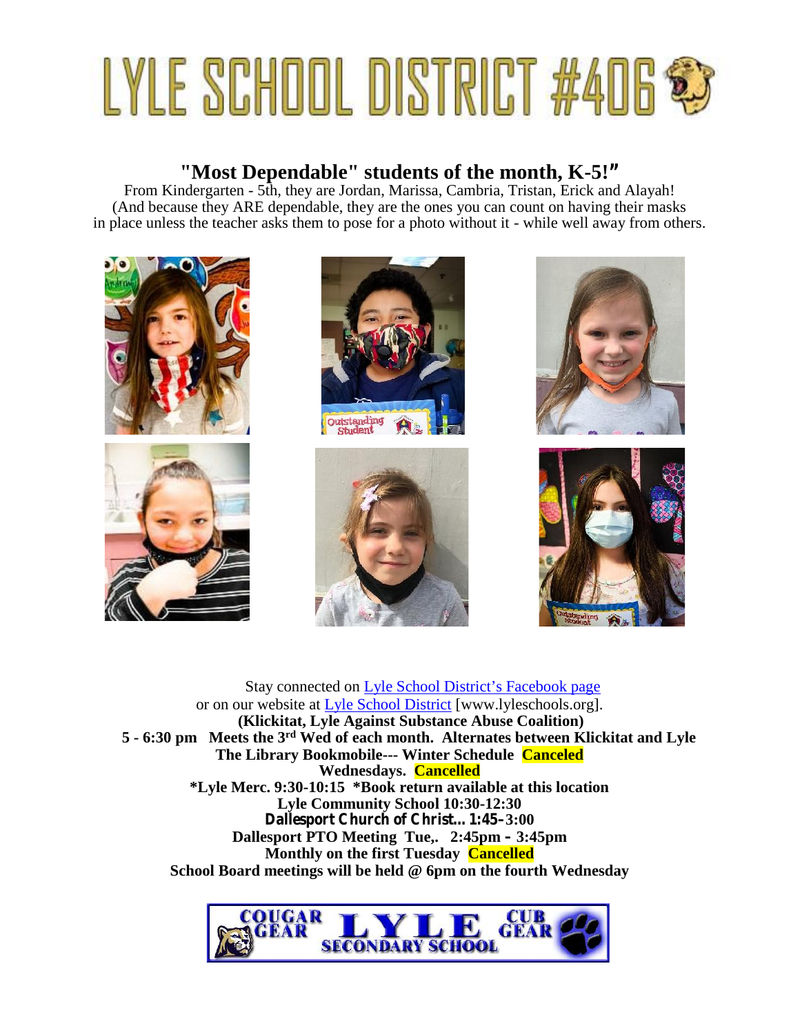# LYLE SCHOOL DISTRICT #406

## "Most Dependable" students of the month, K-5!"

From Kindergarten - 5th, they are Jordan, Marissa, Cambria, Tristan, Erick and Alayah! (And because they ARE dependable, they are the ones you can count on having their masks in place unless the teacher asks them to pose for a photo without it - while well away from others.

Stay connected on Lyle School District's Facebook page
or on our website at Lyle School District [www.lyleschools.org].

**(Klickitat, Lyle Against Substance Abuse Coalition)**

**5 - 6:30 pm Meets the 3rd Wed of each month. Alternates between Klickitat and Lyle**

**The Library Bookmobile--- Winter Schedule Canceled**

**Wednesdays. Cancelled**

***Lyle Merc. 9:30-10:15 *Book return available at this location**

**Lyle Community School 10:30-12:30**

**Dallesport Church of Christ... 1:45-3:00**

**Dallesport PTO Meeting Tue,. 2:45pm – 3:45pm**

**Monthly on the first Tuesday Cancelled**

**School Board meetings will be held @ 6pm on the fourth Wednesday**

COUGAR GEAR LYLE SECONDARY SCHOOL CUB GEAR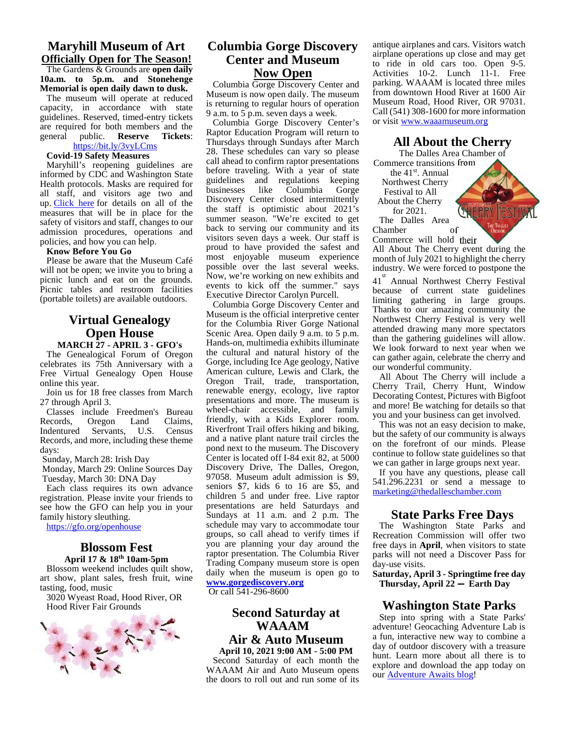## Maryhill Museum of Art

**Officially Open for The Season!**

The Gardens & Grounds are **open daily 10a.m. to 5p.m. and Stonehenge Memorial is open daily dawn to dusk.**

The museum will operate at reduced capacity, in accordance with state guidelines. Reserved, timed-entry tickets are required for both members and the general public. **Reserve Tickets**: https://bit.ly/3vyLCms

**Covid-19 Safety Measures**

Maryhill's reopening guidelines are informed by CDC and Washington State Health protocols. Masks are required for all staff, and visitors age two and up. Click here for details on all of the measures that will be in place for the safety of visitors and staff, changes to our admission procedures, operations and policies, and how you can help.

**Know Before You Go**

Please be aware that the Museum Café will not be open; we invite you to bring a picnic lunch and eat on the grounds. Picnic tables and restroom facilities (portable toilets) are available outdoors.

## Virtual Genealogy Open House

**MARCH 27 - APRIL 3 - GFO's**

The Genealogical Forum of Oregon celebrates its 75th Anniversary with a Free Virtual Genealogy Open House online this year.

Join us for 18 free classes from March 27 through April 3.

Classes include Freedmen's Bureau Records, Oregon Land Claims, Indentured Servants, U.S. Census Records, and more, including these theme days:

Sunday, March 28: Irish Day
Monday, March 29: Online Sources Day
Tuesday, March 30: DNA Day

Each class requires its own advance registration. Please invite your friends to see how the GFO can help you in your family history sleuthing.

https://gfo.org/openhouse

## Blossom Fest

**April 17 & 18th 10am-5pm**

Blossom weekend includes quilt show, art show, plant sales, fresh fruit, wine tasting, food, music

3020 Wyeast Road, Hood River, OR
Hood River Fair Grounds

## Columbia Gorge Discovery Center and Museum Now Open

Columbia Gorge Discovery Center and Museum is now open daily. The museum is returning to regular hours of operation 9 a.m. to 5 p.m. seven days a week.

Columbia Gorge Discovery Center's Raptor Education Program will return to Thursdays through Sundays after March 28. These schedules can vary so please call ahead to confirm raptor presentations before traveling. With a year of state guidelines and regulations keeping businesses like Columbia Gorge Discovery Center closed intermittently the staff is optimistic about 2021's summer season. "We're excited to get back to serving our community and its visitors seven days a week. Our staff is proud to have provided the safest and most enjoyable museum experience possible over the last several weeks. Now, we're working on new exhibits and events to kick off the summer." says Executive Director Carolyn Purcell.

Columbia Gorge Discovery Center and Museum is the official interpretive center for the Columbia River Gorge National Scenic Area. Open daily 9 a.m. to 5 p.m. Hands-on, multimedia exhibits illuminate the cultural and natural history of the Gorge, including Ice Age geology, Native American culture, Lewis and Clark, the Oregon Trail, trade, transportation, renewable energy, ecology, live raptor presentations and more. The museum is wheel-chair accessible, and family friendly, with a Kids Explorer room. Riverfront Trail offers hiking and biking, and a native plant nature trail circles the pond next to the museum. The Discovery Center is located off I-84 exit 82, at 5000 Discovery Drive, The Dalles, Oregon, 97058. Museum adult admission is $9, seniors $7, kids 6 to 16 are $5, and children 5 and under free. Live raptor presentations are held Saturdays and Sundays at 11 a.m. and 2 p.m. The schedule may vary to accommodate tour groups, so call ahead to verify times if you are planning your day around the raptor presentation. The Columbia River Trading Company museum store is open daily when the museum is open go to **www.gorgediscovery.org**

Or call 541-296-8600

## Second Saturday at WAAAM Air & Auto Museum

**April 10, 2021 9:00 AM - 5:00 PM**

Second Saturday of each month the WAAAM Air and Auto Museum opens the doors to roll out and run some of its antique airplanes and cars. Visitors watch airplane operations up close and may get to ride in old cars too. Open 9-5. Activities 10-2. Lunch 11-1. Free parking. WAAAM is located three miles from downtown Hood River at 1600 Air Museum Road, Hood River, OR 97031. Call (541) 308-1600 for more information or visit www.waaamuseum.org

## All About the Cherry

The Dalles Area Chamber of Commerce transitions from the 41st. Annual Northwest Cherry Festival to All About the Cherry for 2021.

The Dalles Area Chamber of Commerce will hold their All About The Cherry event during the month of July 2021 to highlight the cherry industry. We were forced to postpone the 41st Annual Northwest Cherry Festival because of current state guidelines limiting gathering in large groups. Thanks to our amazing community the Northwest Cherry Festival is very well attended drawing many more spectators than the gathering guidelines will allow. We look forward to next year when we can gather again, celebrate the cherry and our wonderful community.

All About The Cherry will include a Cherry Trail, Cherry Hunt, Window Decorating Contest, Pictures with Bigfoot and more! Be watching for details so that you and your business can get involved.

This was not an easy decision to make, but the safety of our community is always on the forefront of our minds. Please continue to follow state guidelines so that we can gather in large groups next year.

If you have any questions, please call 541.296.2231 or send a message to marketing@thedalleschamber.com

## State Parks Free Days

The Washington State Parks and Recreation Commission will offer two free days in **April**, when visitors to state parks will not need a Discover Pass for day-use visits.

**Saturday, April 3 - Springtime free day**
**Thursday, April 22 – Earth Day**

## Washington State Parks

Step into spring with a State Parks' adventure! Geocaching Adventure Lab is a fun, interactive new way to combine a day of outdoor discovery with a treasure hunt. Learn more about all there is to explore and download the app today on our Adventure Awaits blog!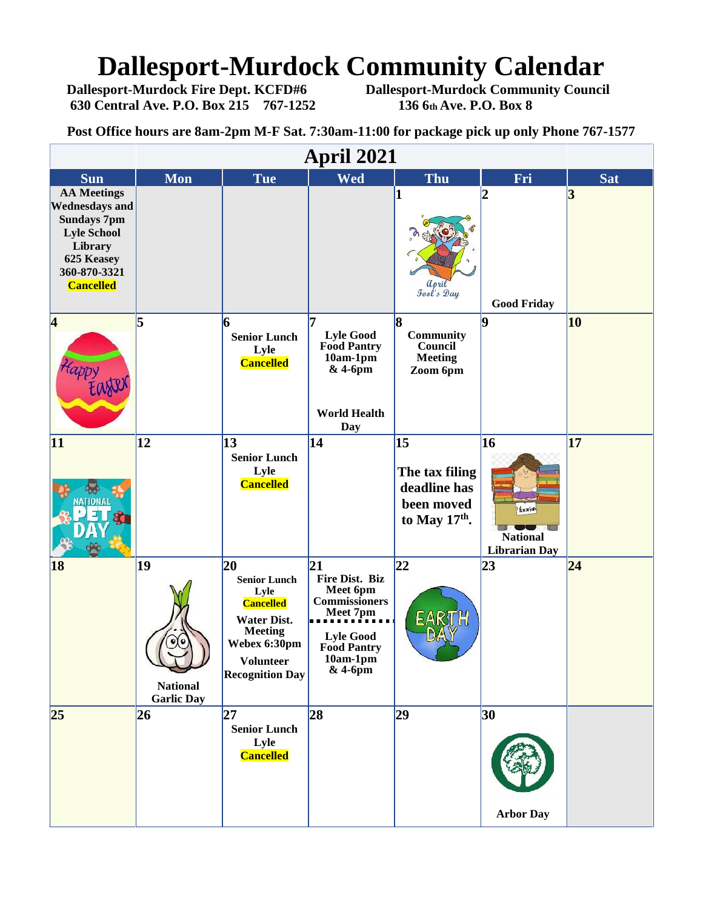# Dallesport-Murdock Community Calendar

**Dallesport-Murdock Fire Dept. KCFD#6**
**630 Central Ave. P.O. Box 215 767-1252**

**Dallesport-Murdock Community Council**
**136 6th Ave. P.O. Box 8**

**Post Office hours are 8am-2pm M-F Sat. 7:30am-11:00 for package pick up only Phone 767-1577**

## April 2021

| Sun | Mon | Tue | Wed | Thu | Fri | Sat |
|---|---|---|---|---|---|---|
| AA Meetings Wednesdays and Sundays 7pm Lyle School Library 625 Keasey 360-870-3321 Cancelled | | | | 1 April Fool's Day | 2 Good Friday | 3 |
| 4 Happy Easter | 5 | 6 Senior Lunch Lyle Cancelled | 7 Lyle Good Food Pantry 10am-1pm & 4-6pm<br>World Health Day | 8 Community Council Meeting Zoom 6pm | 9 | 10 |
| 11 National Pet Day | 12 | 13 Senior Lunch Lyle Cancelled | 14 | 15 The tax filing deadline has been moved to May 17th. | 16 National Librarian Day | 17 |
| 18 | 19 National Garlic Day | 20 Senior Lunch Lyle Cancelled<br>Water Dist. Meeting Webex 6:30pm<br>Volunteer Recognition Day | 21 Fire Dist. Biz Meet 6pm Commissioners Meet 7pm<br>Lyle Good Food Pantry 10am-1pm & 4-6pm | 22 Earth Day | 23 | 24 |
| 25 | 26 | 27 Senior Lunch Lyle Cancelled | 28 | 29 | 30 Arbor Day | |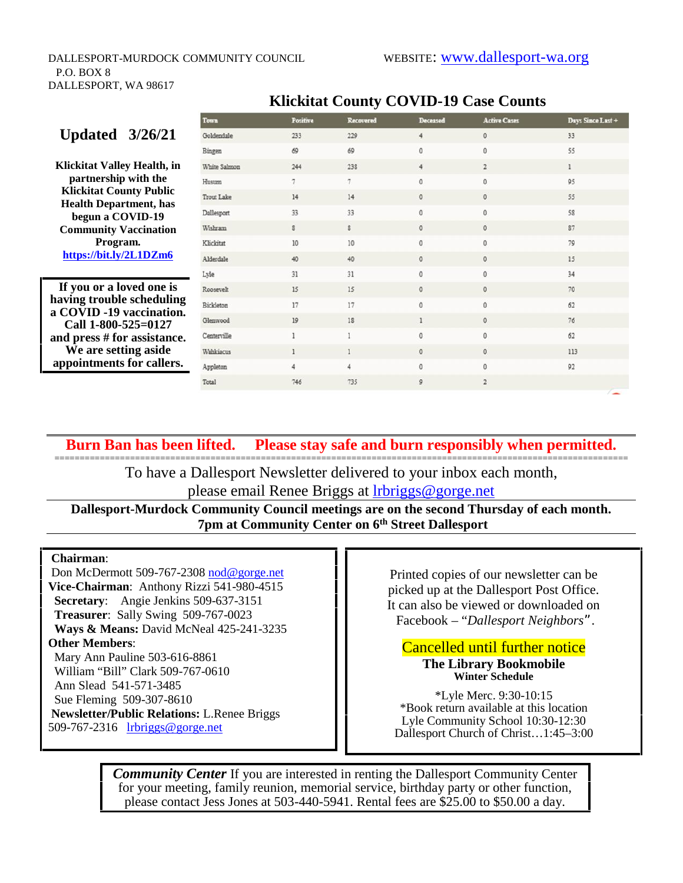DALLESPORT-MURDOCK COMMUNITY COUNCIL
P.O. BOX 8
DALLESPORT, WA 98617

WEBSITE: www.dallesport-wa.org

## Updated 3/26/21

**Klickitat Valley Health, in partnership with the Klickitat County Public Health Department, has begun a COVID-19 Community Vaccination Program.**
**https://bit.ly/2L1DZm6**

**If you or a loved one is having trouble scheduling a COVID -19 vaccination. Call 1-800-525=0127 and press # for assistance. We are setting aside appointments for callers.**

## Klickitat County COVID-19 Case Counts

| Town | Positive | Recovered | Deceased | Active Cases | Days Since Last + |
|---|---|---|---|---|---|
| Goldendale | 233 | 229 | 4 | 0 | 33 |
| Bingen | 69 | 69 | 0 | 0 | 55 |
| White Salmon | 244 | 238 | 4 | 2 | 1 |
| Husum | 7 | 7 | 0 | 0 | 95 |
| Trout Lake | 14 | 14 | 0 | 0 | 55 |
| Dallesport | 33 | 33 | 0 | 0 | 58 |
| Wishram | 8 | 8 | 0 | 0 | 87 |
| Klickitat | 10 | 10 | 0 | 0 | 79 |
| Alderdale | 40 | 40 | 0 | 0 | 15 |
| Lyle | 31 | 31 | 0 | 0 | 34 |
| Roosevelt | 15 | 15 | 0 | 0 | 70 |
| Bickleton | 17 | 17 | 0 | 0 | 62 |
| Glenwood | 19 | 18 | 1 | 0 | 76 |
| Centerville | 1 | 1 | 0 | 0 | 62 |
| Wahkiacus | 1 | 1 | 0 | 0 | 113 |
| Appleton | 4 | 4 | 0 | 0 | 92 |
| Total | 746 | 735 | 9 | 2 | |

**Burn Ban has been lifted. Please stay safe and burn responsibly when permitted.**

To have a Dallesport Newsletter delivered to your inbox each month, please email Renee Briggs at lrbriggs@gorge.net

**Dallesport-Murdock Community Council meetings are on the second Thursday of each month. 7pm at Community Center on 6th Street Dallesport**

**Chairman**:
Don McDermott 509-767-2308 nod@gorge.net
**Vice-Chairman**: Anthony Rizzi 541-980-4515
**Secretary**: Angie Jenkins 509-637-3151
**Treasurer**: Sally Swing 509-767-0023
**Ways & Means:** David McNeal 425-241-3235
**Other Members**:
Mary Ann Pauline 503-616-8861
William "Bill" Clark 509-767-0610
Ann Slead 541-571-3485
Sue Fleming 509-307-8610
**Newsletter/Public Relations:** L.Renee Briggs 509-767-2316 lrbriggs@gorge.net

Printed copies of our newsletter can be picked up at the Dallesport Post Office. It can also be viewed or downloaded on Facebook – *"Dallesport Neighbors"*.

Cancelled until further notice

**The Library Bookmobile**
**Winter Schedule**

*Lyle Merc. 9:30-10:15
*Book return available at this location
Lyle Community School 10:30-12:30
Dallesport Church of Christ…1:45–3:00

***Community Center*** If you are interested in renting the Dallesport Community Center for your meeting, family reunion, memorial service, birthday party or other function, please contact Jess Jones at 503-440-5941. Rental fees are $25.00 to $50.00 a day.